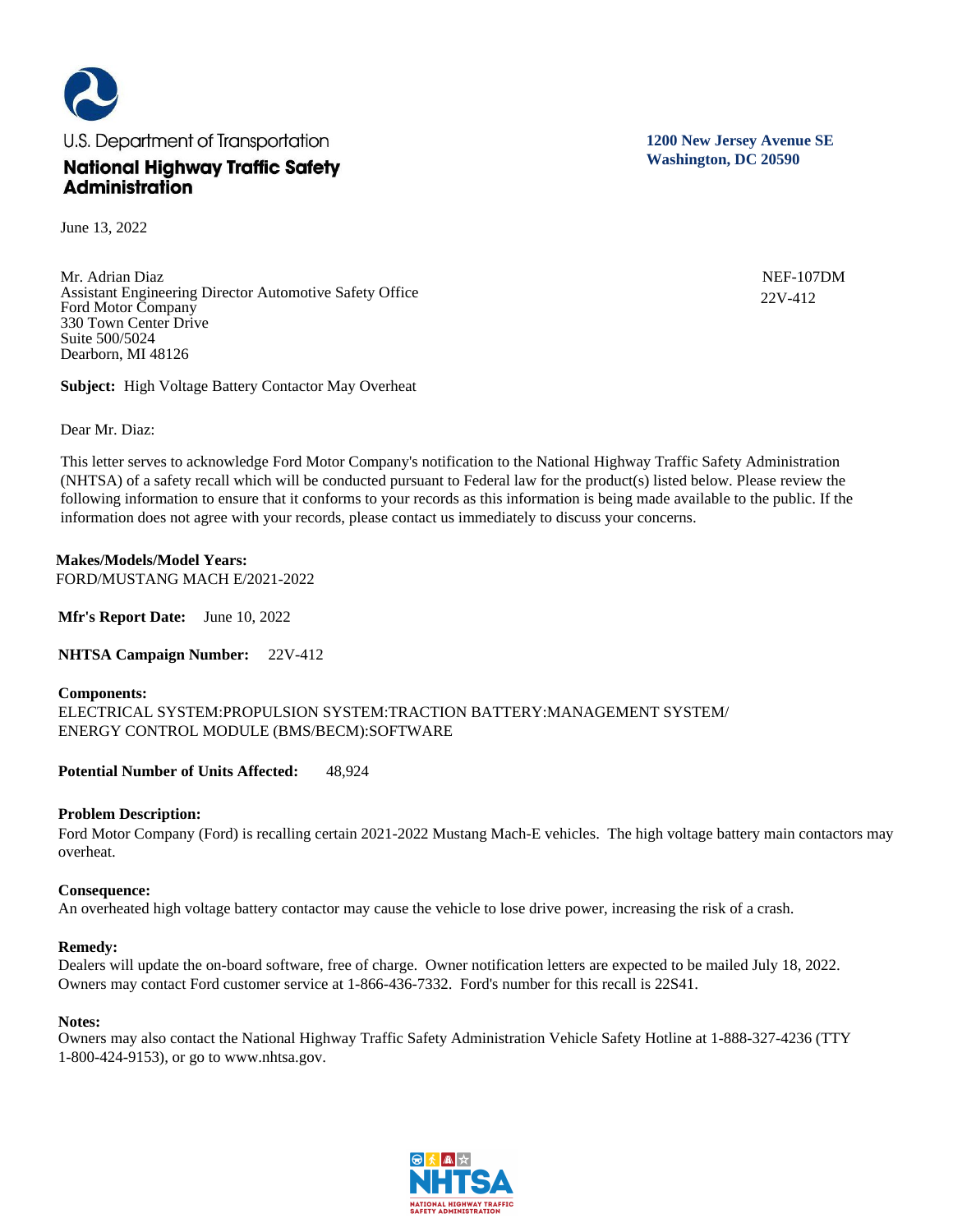U.S. Department of Transportation

**National Highway Traffic Safety Administration**

**1200 New Jersey Avenue SE**
**Washington, DC 20590**

June 13, 2022

Mr. Adrian Diaz
Assistant Engineering Director Automotive Safety Office
Ford Motor Company
330 Town Center Drive
Suite 500/5024
Dearborn, MI 48126

NEF-107DM
22V-412

**Subject:** High Voltage Battery Contactor May Overheat

Dear Mr. Diaz:

This letter serves to acknowledge Ford Motor Company's notification to the National Highway Traffic Safety Administration (NHTSA) of a safety recall which will be conducted pursuant to Federal law for the product(s) listed below. Please review the following information to ensure that it conforms to your records as this information is being made available to the public. If the information does not agree with your records, please contact us immediately to discuss your concerns.

**Makes/Models/Model Years:**
FORD/MUSTANG MACH E/2021-2022

**Mfr's Report Date:** June 10, 2022

**NHTSA Campaign Number:** 22V-412

**Components:**
ELECTRICAL SYSTEM:PROPULSION SYSTEM:TRACTION BATTERY:MANAGEMENT SYSTEM/ENERGY CONTROL MODULE (BMS/BECM):SOFTWARE

**Potential Number of Units Affected:** 48,924

**Problem Description:**
Ford Motor Company (Ford) is recalling certain 2021-2022 Mustang Mach-E vehicles. The high voltage battery main contactors may overheat.

**Consequence:**
An overheated high voltage battery contactor may cause the vehicle to lose drive power, increasing the risk of a crash.

**Remedy:**
Dealers will update the on-board software, free of charge. Owner notification letters are expected to be mailed July 18, 2022. Owners may contact Ford customer service at 1-866-436-7332. Ford's number for this recall is 22S41.

**Notes:**
Owners may also contact the National Highway Traffic Safety Administration Vehicle Safety Hotline at 1-888-327-4236 (TTY 1-800-424-9153), or go to www.nhtsa.gov.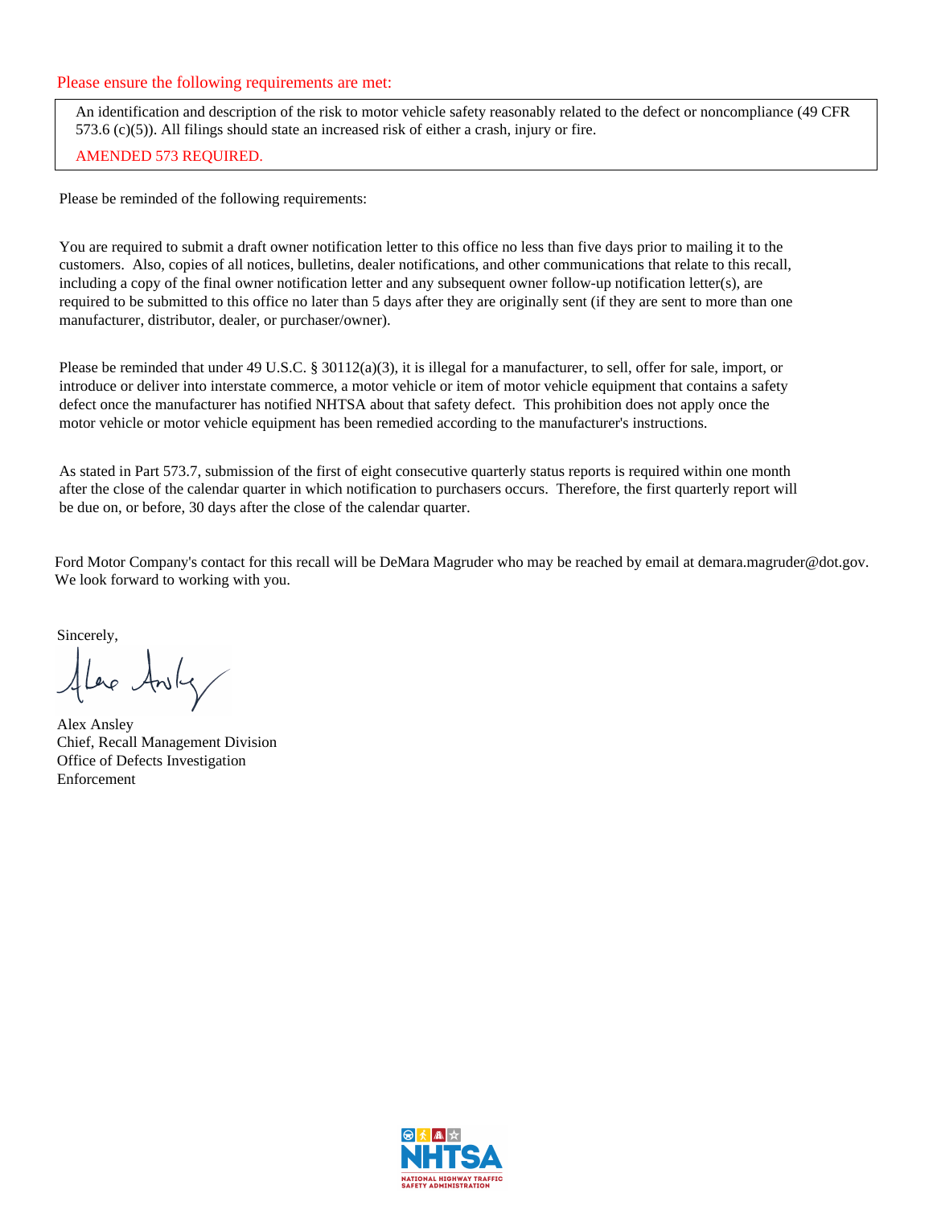Please ensure the following requirements are met:

An identification and description of the risk to motor vehicle safety reasonably related to the defect or noncompliance (49 CFR 573.6 (c)(5)). All filings should state an increased risk of either a crash, injury or fire.

AMENDED 573 REQUIRED.

Please be reminded of the following requirements:

You are required to submit a draft owner notification letter to this office no less than five days prior to mailing it to the customers. Also, copies of all notices, bulletins, dealer notifications, and other communications that relate to this recall, including a copy of the final owner notification letter and any subsequent owner follow-up notification letter(s), are required to be submitted to this office no later than 5 days after they are originally sent (if they are sent to more than one manufacturer, distributor, dealer, or purchaser/owner).

Please be reminded that under 49 U.S.C. § 30112(a)(3), it is illegal for a manufacturer, to sell, offer for sale, import, or introduce or deliver into interstate commerce, a motor vehicle or item of motor vehicle equipment that contains a safety defect once the manufacturer has notified NHTSA about that safety defect. This prohibition does not apply once the motor vehicle or motor vehicle equipment has been remedied according to the manufacturer's instructions.

As stated in Part 573.7, submission of the first of eight consecutive quarterly status reports is required within one month after the close of the calendar quarter in which notification to purchasers occurs. Therefore, the first quarterly report will be due on, or before, 30 days after the close of the calendar quarter.

Ford Motor Company's contact for this recall will be DeMara Magruder who may be reached by email at demara.magruder@dot.gov. We look forward to working with you.

Sincerely,

Alex Ansley
Chief, Recall Management Division
Office of Defects Investigation
Enforcement

NHTSA
NATIONAL HIGHWAY TRAFFIC SAFETY ADMINISTRATION